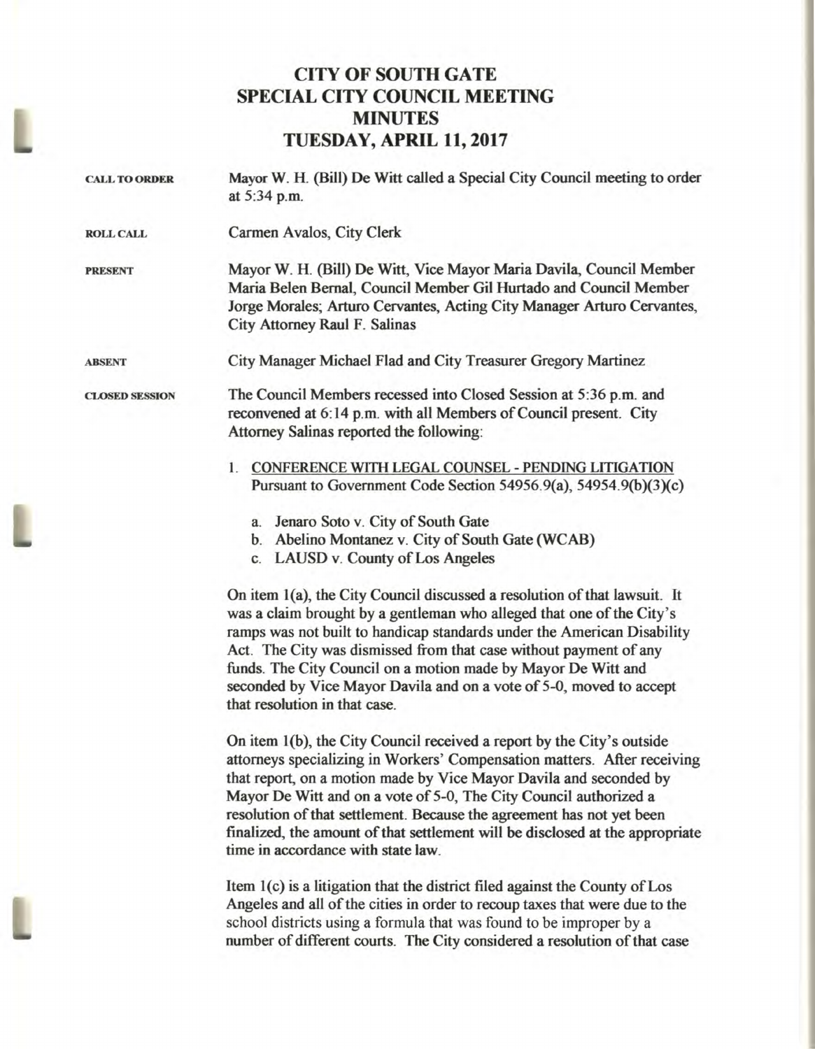# CITY OF SOUTH GATE
# SPECIAL CITY COUNCIL MEETING
# MINUTES
# TUESDAY, APRIL 11, 2017

**CALL TO ORDER**

Mayor W. H. (Bill) De Witt called a Special City Council meeting to order at 5:34 p.m.

**ROLL CALL**

Carmen Avalos, City Clerk

**PRESENT**

Mayor W. H. (Bill) De Witt, Vice Mayor Maria Davila, Council Member Maria Belen Bernal, Council Member Gil Hurtado and Council Member Jorge Morales; Arturo Cervantes, Acting City Manager Arturo Cervantes, City Attorney Raul F. Salinas

**ABSENT**

City Manager Michael Flad and City Treasurer Gregory Martinez

**CLOSED SESSION**

The Council Members recessed into Closed Session at 5:36 p.m. and reconvened at 6:14 p.m. with all Members of Council present. City Attorney Salinas reported the following:

1. CONFERENCE WITH LEGAL COUNSEL - PENDING LITIGATION
   Pursuant to Government Code Section 54956.9(a), 54954.9(b)(3)(c)

   a. Jenaro Soto v. City of South Gate
   b. Abelino Montanez v. City of South Gate (WCAB)
   c. LAUSD v. County of Los Angeles

On item 1(a), the City Council discussed a resolution of that lawsuit. It was a claim brought by a gentleman who alleged that one of the City's ramps was not built to handicap standards under the American Disability Act. The City was dismissed from that case without payment of any funds. The City Council on a motion made by Mayor De Witt and seconded by Vice Mayor Davila and on a vote of 5-0, moved to accept that resolution in that case.

On item 1(b), the City Council received a report by the City's outside attorneys specializing in Workers' Compensation matters. After receiving that report, on a motion made by Vice Mayor Davila and seconded by Mayor De Witt and on a vote of 5-0, The City Council authorized a resolution of that settlement. Because the agreement has not yet been finalized, the amount of that settlement will be disclosed at the appropriate time in accordance with state law.

Item 1(c) is a litigation that the district filed against the County of Los Angeles and all of the cities in order to recoup taxes that were due to the school districts using a formula that was found to be improper by a number of different courts. The City considered a resolution of that case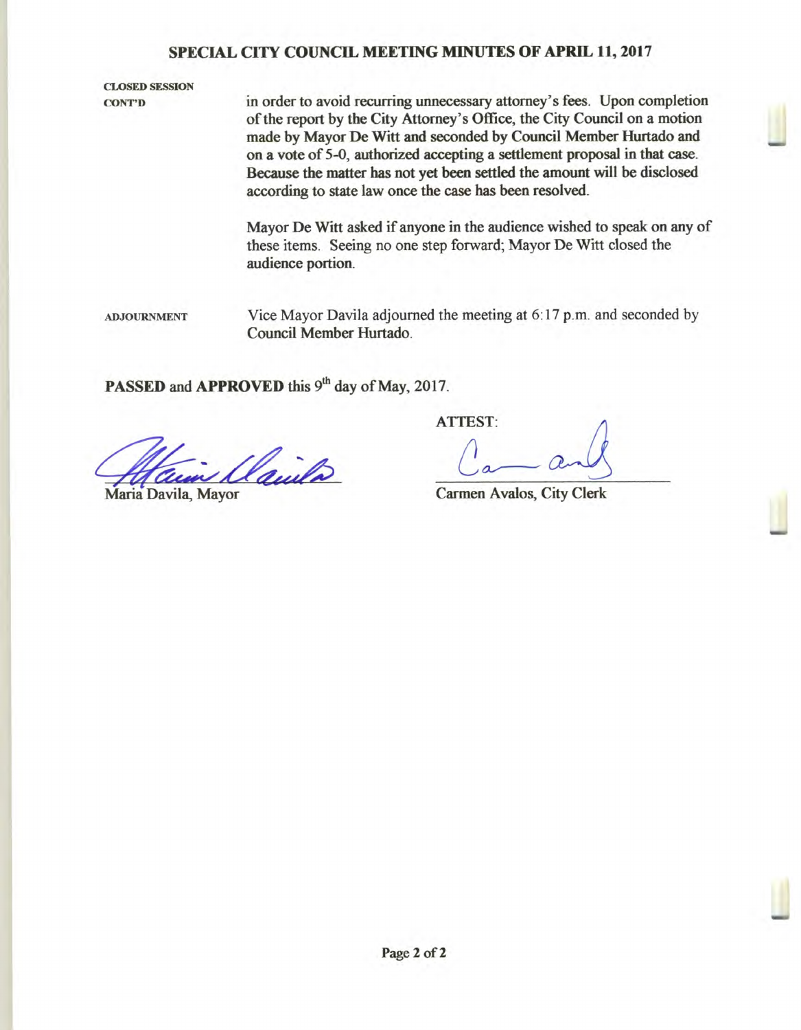**SPECIAL CITY COUNCIL MEETING MINUTES OF APRIL 11, 2017**

**CLOSED SESSION CONT'D**

in order to avoid recurring unnecessary attorney's fees. Upon completion of the report by the City Attorney's Office, the City Council on a motion made by Mayor De Witt and seconded by Council Member Hurtado and on a vote of 5-0, authorized accepting a settlement proposal in that case. Because the matter has not yet been settled the amount will be disclosed according to state law once the case has been resolved.

Mayor De Witt asked if anyone in the audience wished to speak on any of these items. Seeing no one step forward; Mayor De Witt closed the audience portion.

**ADJOURNMENT**

Vice Mayor Davila adjourned the meeting at 6:17 p.m. and seconded by Council Member Hurtado.

**PASSED** and **APPROVED** this 9th day of May, 2017.

Maria Davila, Mayor

ATTEST:

Carmen Avalos, City Clerk